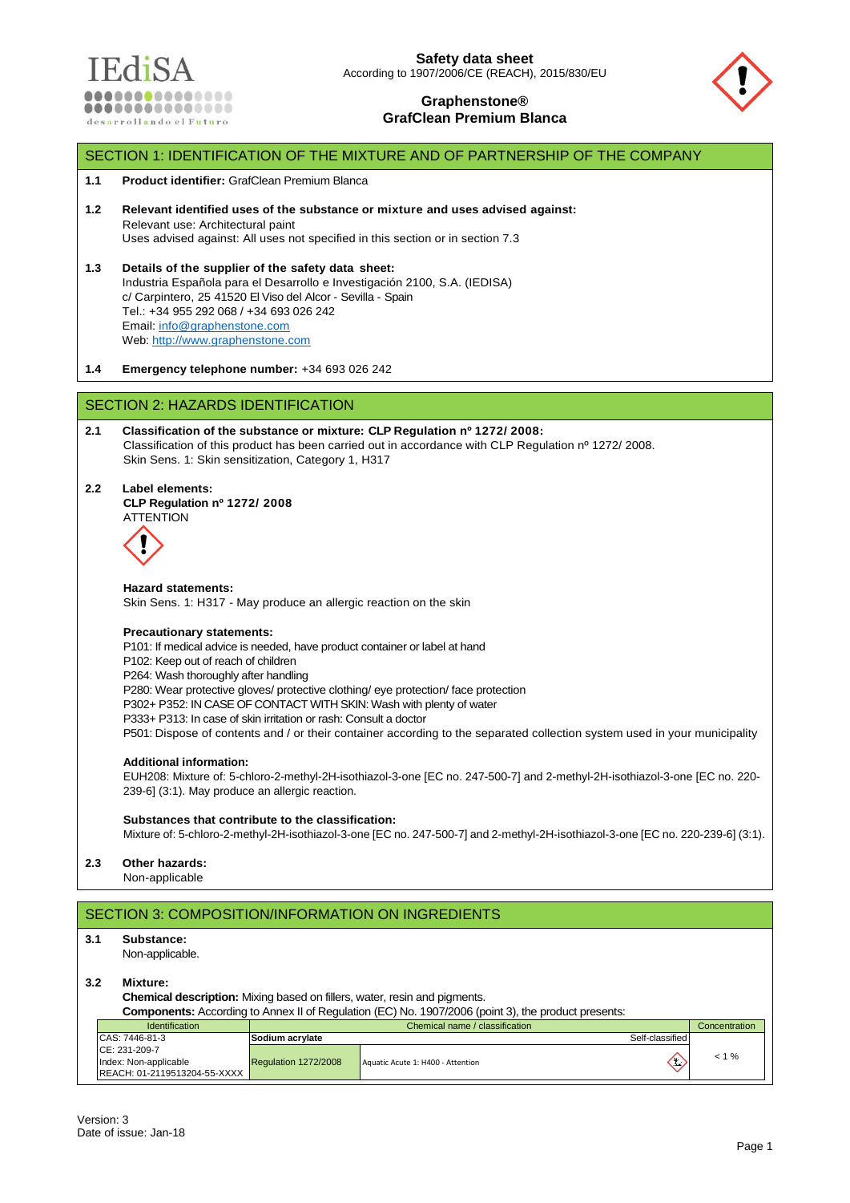**Safety data sheet**
According to 1907/2006/CE (REACH), 2015/830/EU

**Graphenstone®**
**GrafClean Premium Blanca**

## SECTION 1: IDENTIFICATION OF THE MIXTURE AND OF PARTNERSHIP OF THE COMPANY

**1.1 Product identifier:** GrafClean Premium Blanca

**1.2 Relevant identified uses of the substance or mixture and uses advised against:**
Relevant use: Architectural paint
Uses advised against: All uses not specified in this section or in section 7.3

**1.3 Details of the supplier of the safety data sheet:**
Industria Española para el Desarrollo e Investigación 2100, S.A. (IEDISA)
c/ Carpintero, 25 41520 El Viso del Alcor - Sevilla - Spain
Tel.: +34 955 292 068 / +34 693 026 242
Email: info@graphenstone.com
Web: http://www.graphenstone.com

**1.4 Emergency telephone number:** +34 693 026 242

## SECTION 2: HAZARDS IDENTIFICATION

**2.1 Classification of the substance or mixture: CLP Regulation nº 1272/ 2008:**
Classification of this product has been carried out in accordance with CLP Regulation nº 1272/ 2008.
Skin Sens. 1: Skin sensitization, Category 1, H317

**2.2 Label elements:**
**CLP Regulation nº 1272/ 2008**
ATTENTION

**Hazard statements:**
Skin Sens. 1: H317 - May produce an allergic reaction on the skin

**Precautionary statements:**
P101: If medical advice is needed, have product container or label at hand
P102: Keep out of reach of children
P264: Wash thoroughly after handling
P280: Wear protective gloves/ protective clothing/ eye protection/ face protection
P302+ P352: IN CASE OF CONTACT WITH SKIN: Wash with plenty of water
P333+ P313: In case of skin irritation or rash: Consult a doctor
P501: Dispose of contents and / or their container according to the separated collection system used in your municipality

**Additional information:**
EUH208: Mixture of: 5-chloro-2-methyl-2H-isothiazol-3-one [EC no. 247-500-7] and 2-methyl-2H-isothiazol-3-one [EC no. 220-239-6] (3:1). May produce an allergic reaction.

**Substances that contribute to the classification:**
Mixture of: 5-chloro-2-methyl-2H-isothiazol-3-one [EC no. 247-500-7] and 2-methyl-2H-isothiazol-3-one [EC no. 220-239-6] (3:1).

**2.3 Other hazards:**
Non-applicable

## SECTION 3: COMPOSITION/INFORMATION ON INGREDIENTS

**3.1 Substance:**
Non-applicable.

**3.2 Mixture:**
**Chemical description:** Mixing based on fillers, water, resin and pigments.
**Components:** According to Annex II of Regulation (EC) No. 1907/2006 (point 3), the product presents:

| Identification | Chemical name / classification | | Concentration |
|---|---|---|---|
| CAS: 7446-81-3 | **Sodium acrylate** | Self-classified | < 1 % |
| CE: 231-209-7<br>Index: Non-applicable<br>REACH: 01-2119513204-55-XXXX | Regulation 1272/2008 | Aquatic Acute 1: H400 - Attention | |

Version: 3
Date of issue: Jan-18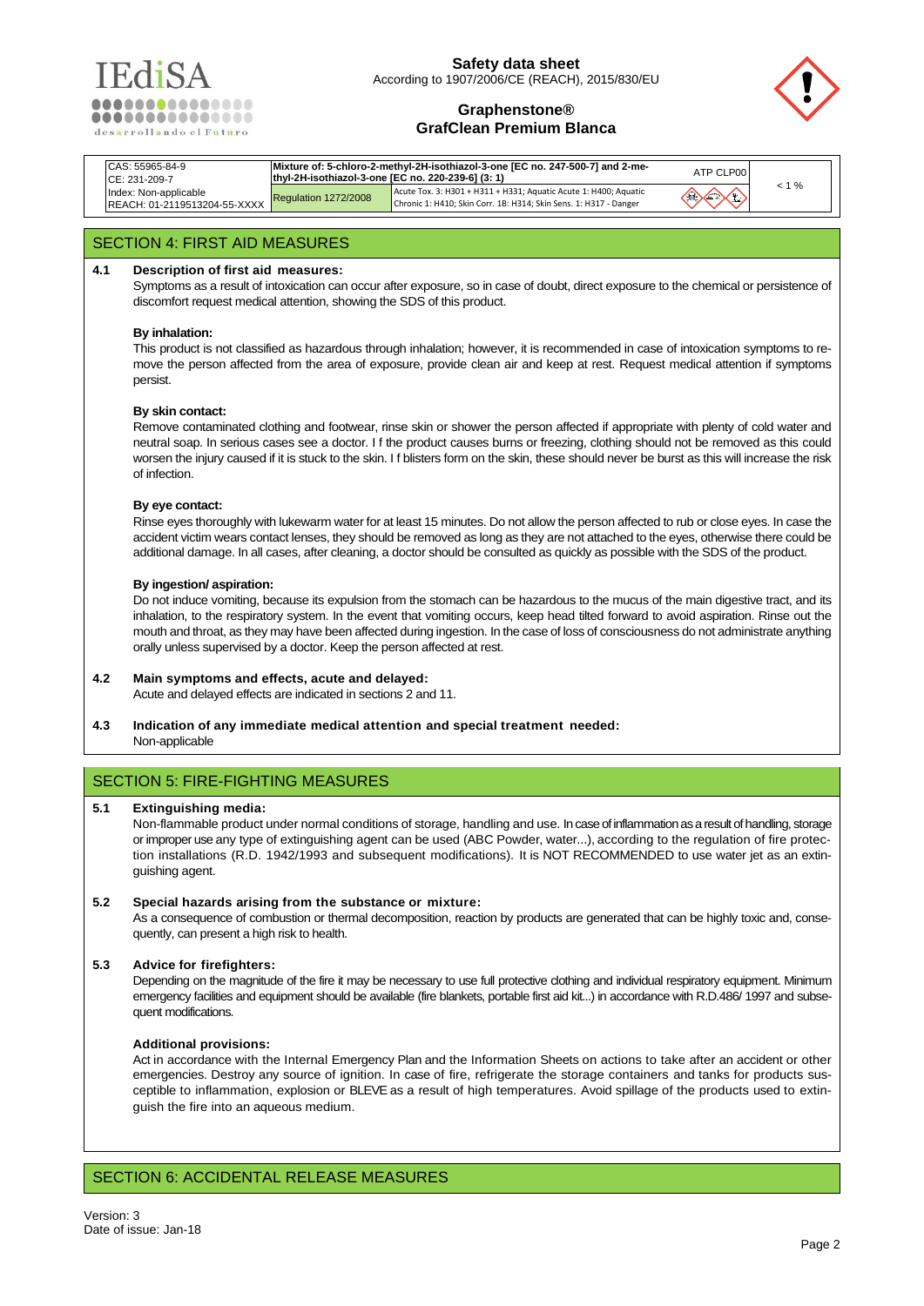| CAS: 55965-84-9<br>CE: 231-209-7<br>Index: Non-applicable<br>REACH: 01-2119513204-55-XXXX | Mixture of: 5-chloro-2-methyl-2H-isothiazol-3-one [EC no. 247-500-7] and 2-methyl-2H-isothiazol-3-one [EC no. 220-239-6] (3: 1) | | ATP CLP00 | < 1 % |
|---|---|---|---|---|
| | Regulation 1272/2008 | Acute Tox. 3: H301 + H311 + H331; Aquatic Acute 1: H400; Aquatic Chronic 1: H410; Skin Corr. 1B: H314; Skin Sens. 1: H317 - Danger | | |

## SECTION 4: FIRST AID MEASURES

**4.1 Description of first aid measures:**

Symptoms as a result of intoxication can occur after exposure, so in case of doubt, direct exposure to the chemical or persistence of discomfort request medical attention, showing the SDS of this product.

**By inhalation:**

This product is not classified as hazardous through inhalation; however, it is recommended in case of intoxication symptoms to remove the person affected from the area of exposure, provide clean air and keep at rest. Request medical attention if symptoms persist.

**By skin contact:**

Remove contaminated clothing and footwear, rinse skin or shower the person affected if appropriate with plenty of cold water and neutral soap. In serious cases see a doctor. I f the product causes burns or freezing, clothing should not be removed as this could worsen the injury caused if it is stuck to the skin. I f blisters form on the skin, these should never be burst as this will increase the risk of infection.

**By eye contact:**

Rinse eyes thoroughly with lukewarm water for at least 15 minutes. Do not allow the person affected to rub or close eyes. In case the accident victim wears contact lenses, they should be removed as long as they are not attached to the eyes, otherwise there could be additional damage. In all cases, after cleaning, a doctor should be consulted as quickly as possible with the SDS of the product.

**By ingestion/ aspiration:**

Do not induce vomiting, because its expulsion from the stomach can be hazardous to the mucus of the main digestive tract, and its inhalation, to the respiratory system. In the event that vomiting occurs, keep head tilted forward to avoid aspiration. Rinse out the mouth and throat, as they may have been affected during ingestion. In the case of loss of consciousness do not administrate anything orally unless supervised by a doctor. Keep the person affected at rest.

**4.2 Main symptoms and effects, acute and delayed:**

Acute and delayed effects are indicated in sections 2 and 11.

**4.3 Indication of any immediate medical attention and special treatment needed:**

Non-applicable

## SECTION 5: FIRE-FIGHTING MEASURES

**5.1 Extinguishing media:**

Non-flammable product under normal conditions of storage, handling and use. In case of inflammation as a result of handling, storage or improper use any type of extinguishing agent can be used (ABC Powder, water...), according to the regulation of fire protection installations (R.D. 1942/1993 and subsequent modifications). It is NOT RECOMMENDED to use water jet as an extinguishing agent.

**5.2 Special hazards arising from the substance or mixture:**

As a consequence of combustion or thermal decomposition, reaction by products are generated that can be highly toxic and, consequently, can present a high risk to health.

**5.3 Advice for firefighters:**

Depending on the magnitude of the fire it may be necessary to use full protective clothing and individual respiratory equipment. Minimum emergency facilities and equipment should be available (fire blankets, portable first aid kit...) in accordance with R.D.486/ 1997 and subsequent modifications.

**Additional provisions:**

Act in accordance with the Internal Emergency Plan and the Information Sheets on actions to take after an accident or other emergencies. Destroy any source of ignition. In case of fire, refrigerate the storage containers and tanks for products susceptible to inflammation, explosion or BLEVE as a result of high temperatures. Avoid spillage of the products used to extinguish the fire into an aqueous medium.

## SECTION 6: ACCIDENTAL RELEASE MEASURES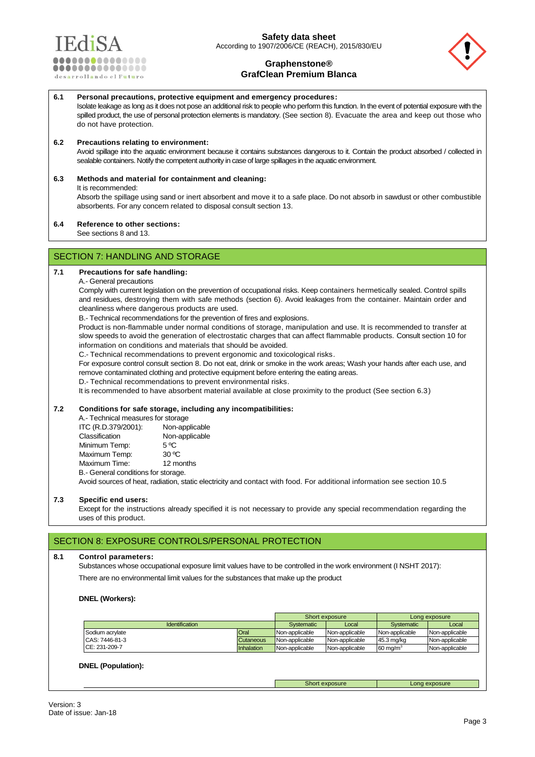**6.1 Personal precautions, protective equipment and emergency procedures:**

Isolate leakage as long as it does not pose an additional risk to people who perform this function. In the event of potential exposure with the spilled product, the use of personal protection elements is mandatory. (See section 8). Evacuate the area and keep out those who do not have protection.

**6.2 Precautions relating to environment:**

Avoid spillage into the aquatic environment because it contains substances dangerous to it. Contain the product absorbed / collected in sealable containers. Notify the competent authority in case of large spillages in the aquatic environment.

**6.3 Methods and material for containment and cleaning:**

It is recommended:

Absorb the spillage using sand or inert absorbent and move it to a safe place. Do not absorb in sawdust or other combustible absorbents. For any concern related to disposal consult section 13.

**6.4 Reference to other sections:**

See sections 8 and 13.

## SECTION 7: HANDLING AND STORAGE

**7.1 Precautions for safe handling:**

A.- General precautions

Comply with current legislation on the prevention of occupational risks. Keep containers hermetically sealed. Control spills and residues, destroying them with safe methods (section 6). Avoid leakages from the container. Maintain order and cleanliness where dangerous products are used.

B.- Technical recommendations for the prevention of fires and explosions.

Product is non-flammable under normal conditions of storage, manipulation and use. It is recommended to transfer at slow speeds to avoid the generation of electrostatic charges that can affect flammable products. Consult section 10 for information on conditions and materials that should be avoided.

C.- Technical recommendations to prevent ergonomic and toxicological risks.

For exposure control consult section 8. Do not eat, drink or smoke in the work areas; Wash your hands after each use, and remove contaminated clothing and protective equipment before entering the eating areas.

D.- Technical recommendations to prevent environmental risks.

It is recommended to have absorbent material available at close proximity to the product (See section 6.3)

**7.2 Conditions for safe storage, including any incompatibilities:**

A.- Technical measures for storage

| | |
|---|---|
| ITC (R.D.379/2001): | Non-applicable |
| Classification | Non-applicable |
| Minimum Temp: | 5 ºC |
| Maximum Temp: | 30 ºC |
| Maximum Time: | 12 months |

B.- General conditions for storage.

Avoid sources of heat, radiation, static electricity and contact with food. For additional information see section 10.5

**7.3 Specific end users:**

Except for the instructions already specified it is not necessary to provide any special recommendation regarding the uses of this product.

## SECTION 8: EXPOSURE CONTROLS/PERSONAL PROTECTION

**8.1 Control parameters:**

Substances whose occupational exposure limit values have to be controlled in the work environment (I NSHT 2017):

There are no environmental limit values for the substances that make up the product

**DNEL (Workers):**

| Identification | | Short exposure | | Long exposure | |
|---|---|---|---|---|---|
| | | Systematic | Local | Systematic | Local |
| Sodium acrylate | Oral | Non-applicable | Non-applicable | Non-applicable | Non-applicable |
| CAS: 7446-81-3 | Cutaneous | Non-applicable | Non-applicable | 45.3 mg/kg | Non-applicable |
| CE: 231-209-7 | Inhalation | Non-applicable | Non-applicable | 60 mg/m$^3$ | Non-applicable |

**DNEL (Population):**

| | | Short exposure | | Long exposure | |
|---|---|---|---|---|---|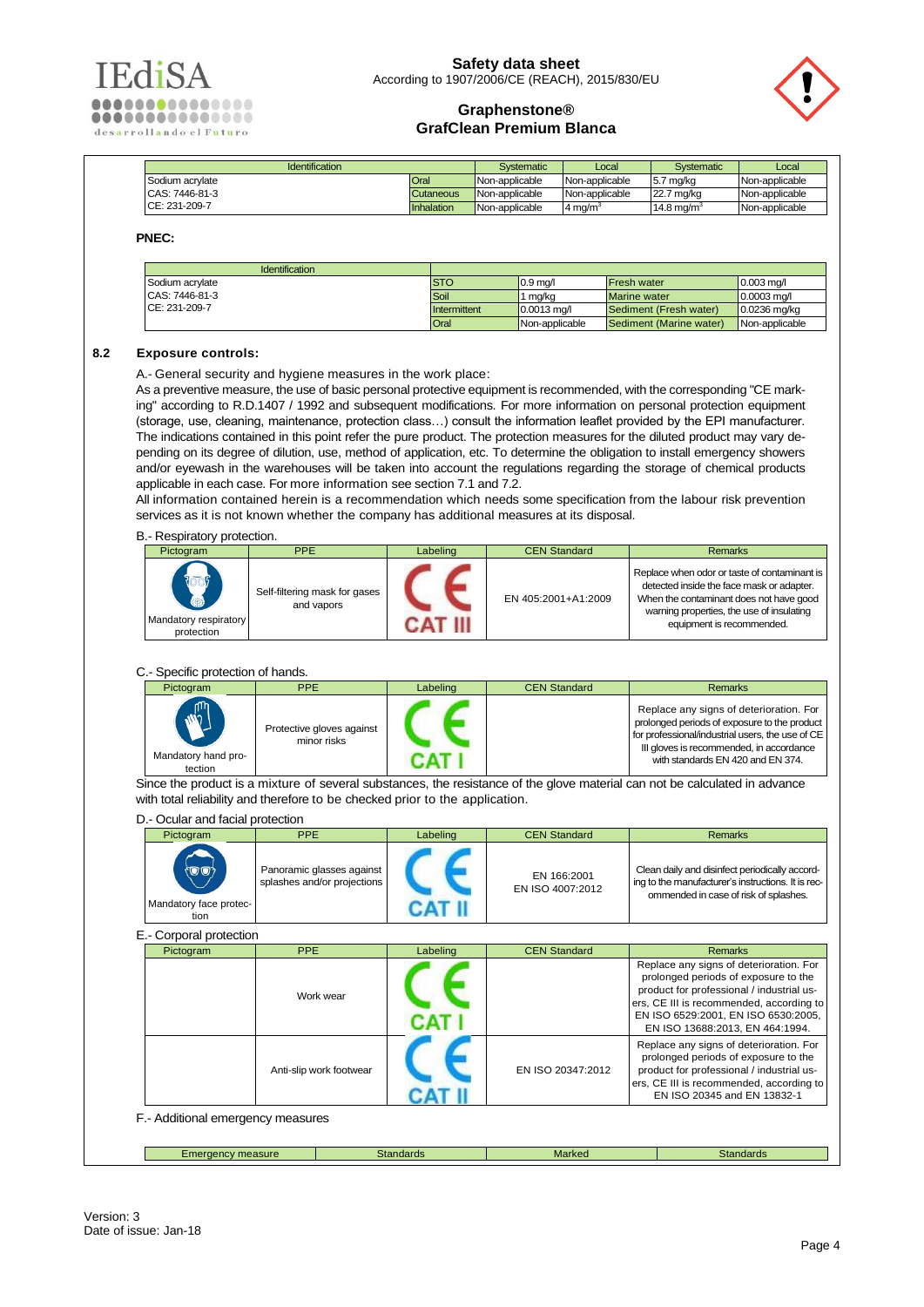| Identification | | Systematic | Local | Systematic | Local |
|---|---|---|---|---|---|
| Sodium acrylate | Oral | Non-applicable | Non-applicable | 5.7 mg/kg | Non-applicable |
| CAS: 7446-81-3 | Cutaneous | Non-applicable | Non-applicable | 22.7 mg/kg | Non-applicable |
| CE: 231-209-7 | Inhalation | Non-applicable | 4 mg/m$^3$ | 14.8 mg/m$^3$ | Non-applicable |

**PNEC:**

| Identification | | | | |
|---|---|---|---|---|
| Sodium acrylate | STO | 0.9 mg/l | Fresh water | 0.003 mg/l |
| CAS: 7446-81-3 | Soil | 1 mg/kg | Marine water | 0.0003 mg/l |
| CE: 231-209-7 | Intermittent | 0.0013 mg/l | Sediment (Fresh water) | 0.0236 mg/kg |
| | Oral | Non-applicable | Sediment (Marine water) | Non-applicable |

## 8.2 Exposure controls:

A.- General security and hygiene measures in the work place:

As a preventive measure, the use of basic personal protective equipment is recommended, with the corresponding "CE marking" according to R.D.1407 / 1992 and subsequent modifications. For more information on personal protection equipment (storage, use, cleaning, maintenance, protection class…) consult the information leaflet provided by the EPI manufacturer. The indications contained in this point refer the pure product. The protection measures for the diluted product may vary depending on its degree of dilution, use, method of application, etc. To determine the obligation to install emergency showers and/or eyewash in the warehouses will be taken into account the regulations regarding the storage of chemical products applicable in each case. For more information see section 7.1 and 7.2.

All information contained herein is a recommendation which needs some specification from the labour risk prevention services as it is not known whether the company has additional measures at its disposal.

B.- Respiratory protection.

| Pictogram | PPE | Labeling | CEN Standard | Remarks |
|---|---|---|---|---|
| Mandatory respiratory protection | Self-filtering mask for gases and vapors | CE CAT III | EN 405:2001+A1:2009 | Replace when odor or taste of contaminant is detected inside the face mask or adapter. When the contaminant does not have good warning properties, the use of insulating equipment is recommended. |

C.- Specific protection of hands.

| Pictogram | PPE | Labeling | CEN Standard | Remarks |
|---|---|---|---|---|
| Mandatory hand protection | Protective gloves against minor risks | CE CAT I | | Replace any signs of deterioration. For prolonged periods of exposure to the product for professional/industrial users, the use of CE III gloves is recommended, in accordance with standards EN 420 and EN 374. |

Since the product is a mixture of several substances, the resistance of the glove material can not be calculated in advance with total reliability and therefore to be checked prior to the application.

D.- Ocular and facial protection

| Pictogram | PPE | Labeling | CEN Standard | Remarks |
|---|---|---|---|---|
| Mandatory face protection | Panoramic glasses against splashes and/or projections | CE CAT II | EN 166:2001<br>EN ISO 4007:2012 | Clean daily and disinfect periodically according to the manufacturer's instructions. It is recommended in case of risk of splashes. |

E.- Corporal protection

| Pictogram | PPE | Labeling | CEN Standard | Remarks |
|---|---|---|---|---|
| | Work wear | CE CAT I | | Replace any signs of deterioration. For prolonged periods of exposure to the product for professional / industrial users, CE III is recommended, according to EN ISO 6529:2001, EN ISO 6530:2005, EN ISO 13688:2013, EN 464:1994. |
| | Anti-slip work footwear | CE CAT II | EN ISO 20347:2012 | Replace any signs of deterioration. For prolonged periods of exposure to the product for professional / industrial users, CE III is recommended, according to EN ISO 20345 and EN 13832-1 |

F.- Additional emergency measures

| Emergency measure | Standards | Marked | Standards |
|---|---|---|---|

Version: 3
Date of issue: Jan-18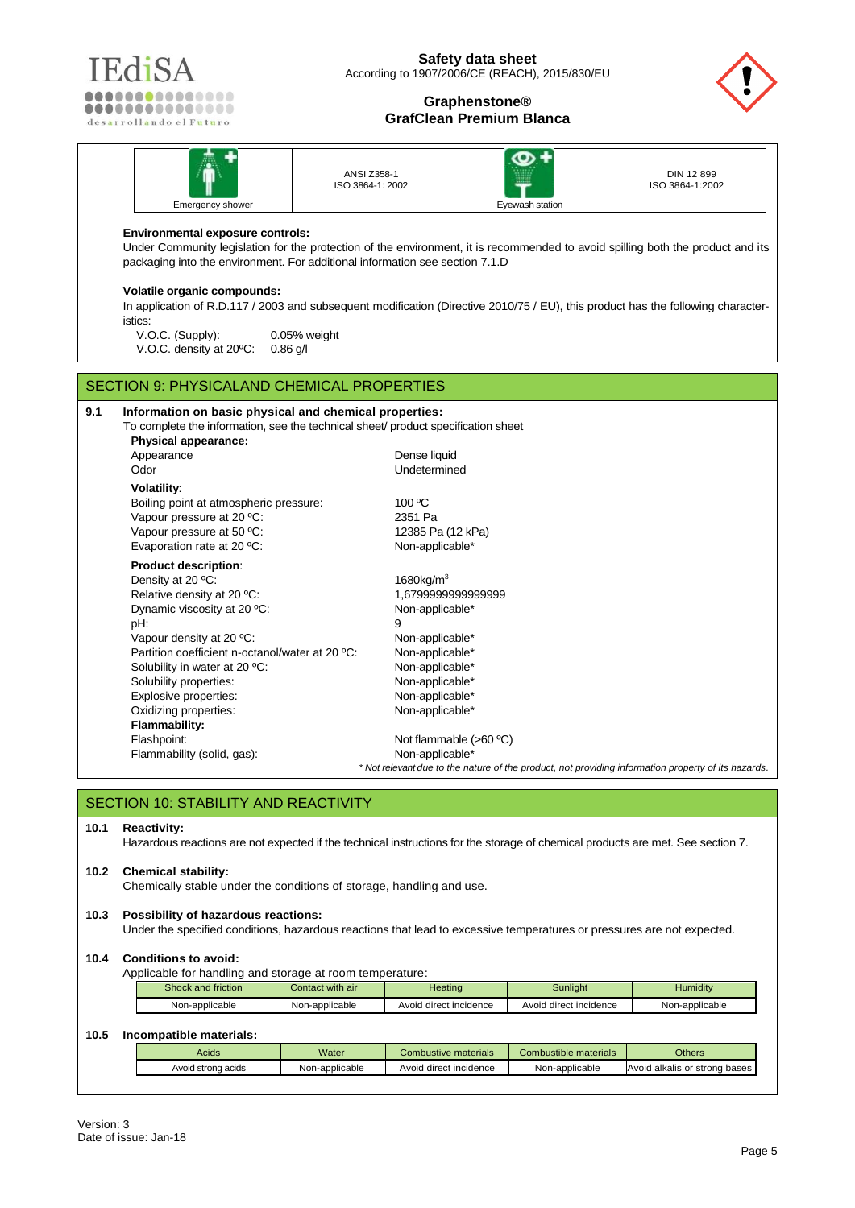| Emergency shower | ANSI Z358-1 ISO 3864-1: 2002 | Eyewash station | DIN 12 899 ISO 3864-1:2002 |
|---|---|---|---|

**Environmental exposure controls:**

Under Community legislation for the protection of the environment, it is recommended to avoid spilling both the product and its packaging into the environment. For additional information see section 7.1.D

**Volatile organic compounds:**

In application of R.D.117 / 2003 and subsequent modification (Directive 2010/75 / EU), this product has the following characteristics:

V.O.C. (Supply): 0.05% weight
V.O.C. density at 20ºC: 0.86 g/l

## SECTION 9: PHYSICALAND CHEMICAL PROPERTIES

### 9.1 Information on basic physical and chemical properties:

To complete the information, see the technical sheet/ product specification sheet

**Physical appearance:**

| | |
|---|---|
| Appearance | Dense liquid |
| Odor | Undetermined |

**Volatility**:

| | |
|---|---|
| Boiling point at atmospheric pressure: | 100 ºC |
| Vapour pressure at 20 ºC: | 2351 Pa |
| Vapour pressure at 50 ºC: | 12385 Pa (12 kPa) |
| Evaporation rate at 20 ºC: | Non-applicable* |

**Product description**:

| | |
|---|---|
| Density at 20 ºC: | 1680kg/m$^3$ |
| Relative density at 20 ºC: | 1,6799999999999999 |
| Dynamic viscosity at 20 ºC: | Non-applicable* |
| pH: | 9 |
| Vapour density at 20 ºC: | Non-applicable* |
| Partition coefficient n-octanol/water at 20 ºC: | Non-applicable* |
| Solubility in water at 20 ºC: | Non-applicable* |
| Solubility properties: | Non-applicable* |
| Explosive properties: | Non-applicable* |
| Oxidizing properties: | Non-applicable* |

**Flammability:**

| | |
|---|---|
| Flashpoint: | Not flammable (>60 ºC) |
| Flammability (solid, gas): | Non-applicable* |

*\* Not relevant due to the nature of the product, not providing information property of its hazards.*

## SECTION 10: STABILITY AND REACTIVITY

### 10.1 Reactivity:

Hazardous reactions are not expected if the technical instructions for the storage of chemical products are met. See section 7.

### 10.2 Chemical stability:

Chemically stable under the conditions of storage, handling and use.

### 10.3 Possibility of hazardous reactions:

Under the specified conditions, hazardous reactions that lead to excessive temperatures or pressures are not expected.

### 10.4 Conditions to avoid:

Applicable for handling and storage at room temperature:

| Shock and friction | Contact with air | Heating | Sunlight | Humidity |
|---|---|---|---|---|
| Non-applicable | Non-applicable | Avoid direct incidence | Avoid direct incidence | Non-applicable |

### 10.5 Incompatible materials:

| Acids | Water | Combustive materials | Combustible materials | Others |
|---|---|---|---|---|
| Avoid strong acids | Non-applicable | Avoid direct incidence | Non-applicable | Avoid alkalis or strong bases |

Version: 3
Date of issue: Jan-18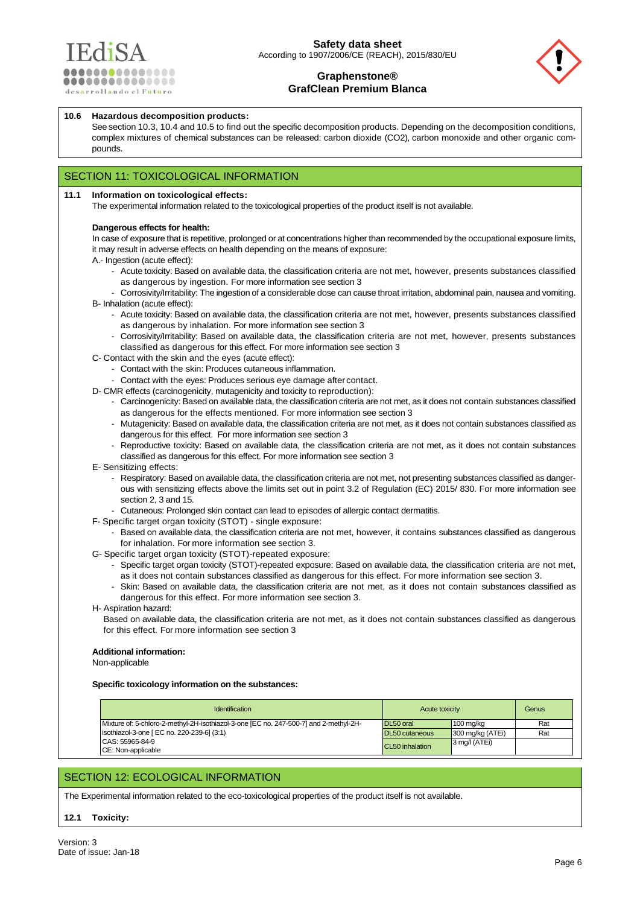**10.6 Hazardous decomposition products:**

See section 10.3, 10.4 and 10.5 to find out the specific decomposition products. Depending on the decomposition conditions, complex mixtures of chemical substances can be released: carbon dioxide ($CO_2$), carbon monoxide and other organic compounds.

## SECTION 11: TOXICOLOGICAL INFORMATION

**11.1 Information on toxicological effects:**

The experimental information related to the toxicological properties of the product itself is not available.

**Dangerous effects for health:**

In case of exposure that is repetitive, prolonged or at concentrations higher than recommended by the occupational exposure limits, it may result in adverse effects on health depending on the means of exposure:

A.- Ingestion (acute effect):
- Acute toxicity: Based on available data, the classification criteria are not met, however, presents substances classified as dangerous by ingestion. For more information see section 3
- Corrosivity/Irritability: The ingestion of a considerable dose can cause throat irritation, abdominal pain, nausea and vomiting.

B- Inhalation (acute effect):
- Acute toxicity: Based on available data, the classification criteria are not met, however, presents substances classified as dangerous by inhalation. For more information see section 3
- Corrosivity/Irritability: Based on available data, the classification criteria are not met, however, presents substances classified as dangerous for this effect. For more information see section 3

C- Contact with the skin and the eyes (acute effect):
- Contact with the skin: Produces cutaneous inflammation.
- Contact with the eyes: Produces serious eye damage after contact.

D- CMR effects (carcinogenicity, mutagenicity and toxicity to reproduction):
- Carcinogenicity: Based on available data, the classification criteria are not met, as it does not contain substances classified as dangerous for the effects mentioned. For more information see section 3
- Mutagenicity: Based on available data, the classification criteria are not met, as it does not contain substances classified as dangerous for this effect. For more information see section 3
- Reproductive toxicity: Based on available data, the classification criteria are not met, as it does not contain substances classified as dangerous for this effect. For more information see section 3

E- Sensitizing effects:
- Respiratory: Based on available data, the classification criteria are not met, not presenting substances classified as dangerous with sensitizing effects above the limits set out in point 3.2 of Regulation (EC) 2015/ 830. For more information see section 2, 3 and 15.
- Cutaneous: Prolonged skin contact can lead to episodes of allergic contact dermatitis.

F- Specific target organ toxicity (STOT) - single exposure:
- Based on available data, the classification criteria are not met, however, it contains substances classified as dangerous for inhalation. For more information see section 3.

G- Specific target organ toxicity (STOT)-repeated exposure:
- Specific target organ toxicity (STOT)-repeated exposure: Based on available data, the classification criteria are not met, as it does not contain substances classified as dangerous for this effect. For more information see section 3.
- Skin: Based on available data, the classification criteria are not met, as it does not contain substances classified as dangerous for this effect. For more information see section 3.

H- Aspiration hazard:

Based on available data, the classification criteria are not met, as it does not contain substances classified as dangerous for this effect. For more information see section 3

**Additional information:**

Non-applicable

**Specific toxicology information on the substances:**

| Identification | Acute toxicity | | Genus |
|---|---|---|---|
| Mixture of: 5-chloro-2-methyl-2H-isothiazol-3-one [EC no. 247-500-7] and 2-methyl-2H-isothiazol-3-one [ EC no. 220-239-6] (3:1) | DL50 oral | 100 mg/kg | Rat |
| CAS: 55965-84-9 | DL50 cutaneous | 300 mg/kg (ATEi) | Rat |
| CE: Non-applicable | CL50 inhalation | 3 mg/l (ATEi) | |

## SECTION 12: ECOLOGICAL INFORMATION

The Experimental information related to the eco-toxicological properties of the product itself is not available.

**12.1 Toxicity:**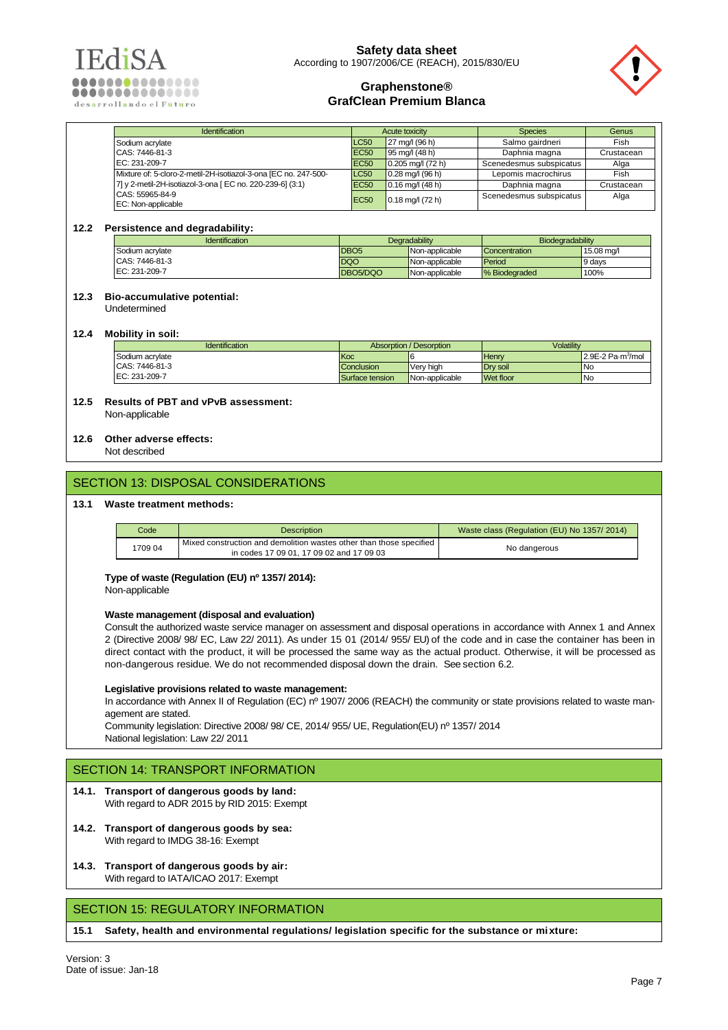| Identification | Acute toxicity | | Species | Genus |
|---|---|---|---|---|
| Sodium acrylate | LC50 | 27 mg/l (96 h) | Salmo gairdneri | Fish |
| CAS: 7446-81-3 | EC50 | 95 mg/l (48 h) | Daphnia magna | Crustacean |
| EC: 231-209-7 | EC50 | 0.205 mg/l (72 h) | Scenedesmus subspicatus | Alga |
| Mixture of: 5-cloro-2-metil-2H-isotiazol-3-ona [EC no. 247-500-7] y 2-metil-2H-isotiazol-3-ona [ EC no. 220-239-6] (3:1) | LC50 | 0.28 mg/l (96 h) | Lepomis macrochirus | Fish |
| CAS: 55965-84-9 | EC50 | 0.16 mg/l (48 h) | Daphnia magna | Crustacean |
| EC: Non-applicable | EC50 | 0.18 mg/l (72 h) | Scenedesmus subspicatus | Alga |

### 12.2 Persistence and degradability:

| Identification | Degradability | | Biodegradability | |
|---|---|---|---|---|
| Sodium acrylate | DBO5 | Non-applicable | Concentration | 15.08 mg/l |
| CAS: 7446-81-3 | DQO | Non-applicable | Period | 9 days |
| EC: 231-209-7 | DBO5/DQO | Non-applicable | % Biodegraded | 100% |

### 12.3 Bio-accumulative potential:

Undetermined

### 12.4 Mobility in soil:

| Identification | Absorption / Desorption | | Volatility | |
|---|---|---|---|---|
| Sodium acrylate | Koc | 6 | Henry | 2.9E-2 Pa·m$^3$/mol |
| CAS: 7446-81-3 | Conclusion | Very high | Dry soil | No |
| EC: 231-209-7 | Surface tension | Non-applicable | Wet floor | No |

### 12.5 Results of PBT and vPvB assessment:

Non-applicable

### 12.6 Other adverse effects:

Not described

## SECTION 13: DISPOSAL CONSIDERATIONS

### 13.1 Waste treatment methods:

| Code | Description | Waste class (Regulation (EU) No 1357/ 2014) |
|---|---|---|
| 1709 04 | Mixed construction and demolition wastes other than those specified in codes 17 09 01, 17 09 02 and 17 09 03 | No dangerous |

**Type of waste (Regulation (EU) nº 1357/ 2014):**
Non-applicable

**Waste management (disposal and evaluation)**

Consult the authorized waste service manager on assessment and disposal operations in accordance with Annex 1 and Annex 2 (Directive 2008/ 98/ EC, Law 22/ 2011). As under 15 01 (2014/ 955/ EU) of the code and in case the container has been in direct contact with the product, it will be processed the same way as the actual product. Otherwise, it will be processed as non-dangerous residue. We do not recommended disposal down the drain. See section 6.2.

**Legislative provisions related to waste management:**

In accordance with Annex II of Regulation (EC) nº 1907/ 2006 (REACH) the community or state provisions related to waste management are stated.

Community legislation: Directive 2008/ 98/ CE, 2014/ 955/ UE, Regulation(EU) nº 1357/ 2014

National legislation: Law 22/ 2011

## SECTION 14: TRANSPORT INFORMATION

### 14.1. Transport of dangerous goods by land:

With regard to ADR 2015 by RID 2015: Exempt

### 14.2. Transport of dangerous goods by sea:

With regard to IMDG 38-16: Exempt

### 14.3. Transport of dangerous goods by air:

With regard to IATA/ICAO 2017: Exempt

## SECTION 15: REGULATORY INFORMATION

### 15.1 Safety, health and environmental regulations/ legislation specific for the substance or mixture: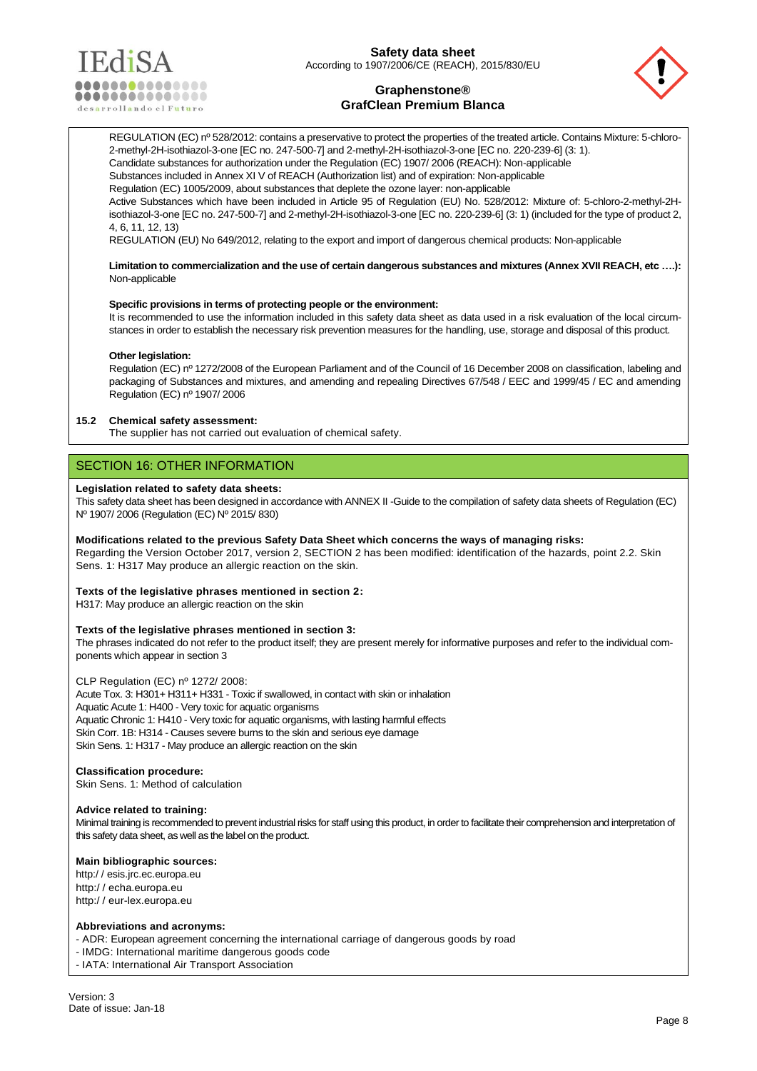REGULATION (EC) nº 528/2012: contains a preservative to protect the properties of the treated article. Contains Mixture: 5-chloro-2-methyl-2H-isothiazol-3-one [EC no. 247-500-7] and 2-methyl-2H-isothiazol-3-one [EC no. 220-239-6] (3: 1).
Candidate substances for authorization under the Regulation (EC) 1907/ 2006 (REACH): Non-applicable
Substances included in Annex XI V of REACH (Authorization list) and of expiration: Non-applicable
Regulation (EC) 1005/2009, about substances that deplete the ozone layer: non-applicable
Active Substances which have been included in Article 95 of Regulation (EU) No. 528/2012: Mixture of: 5-chloro-2-methyl-2H-isothiazol-3-one [EC no. 247-500-7] and 2-methyl-2H-isothiazol-3-one [EC no. 220-239-6] (3: 1) (included for the type of product 2, 4, 6, 11, 12, 13)
REGULATION (EU) No 649/2012, relating to the export and import of dangerous chemical products: Non-applicable

**Limitation to commercialization and the use of certain dangerous substances and mixtures (Annex XVII REACH, etc ….):**
Non-applicable

**Specific provisions in terms of protecting people or the environment:**
It is recommended to use the information included in this safety data sheet as data used in a risk evaluation of the local circumstances in order to establish the necessary risk prevention measures for the handling, use, storage and disposal of this product.

**Other legislation:**
Regulation (EC) nº 1272/2008 of the European Parliament and of the Council of 16 December 2008 on classification, labeling and packaging of Substances and mixtures, and amending and repealing Directives 67/548 / EEC and 1999/45 / EC and amending Regulation (EC) nº 1907/ 2006

**15.2 Chemical safety assessment:**
The supplier has not carried out evaluation of chemical safety.

## SECTION 16: OTHER INFORMATION

**Legislation related to safety data sheets:**
This safety data sheet has been designed in accordance with ANNEX II -Guide to the compilation of safety data sheets of Regulation (EC) Nº 1907/ 2006 (Regulation (EC) Nº 2015/ 830)

**Modifications related to the previous Safety Data Sheet which concerns the ways of managing risks:**
Regarding the Version October 2017, version 2, SECTION 2 has been modified: identification of the hazards, point 2.2. Skin Sens. 1: H317 May produce an allergic reaction on the skin.

**Texts of the legislative phrases mentioned in section 2:**
H317: May produce an allergic reaction on the skin

**Texts of the legislative phrases mentioned in section 3:**
The phrases indicated do not refer to the product itself; they are present merely for informative purposes and refer to the individual components which appear in section 3

CLP Regulation (EC) nº 1272/ 2008:
Acute Tox. 3: H301+ H311+ H331 - Toxic if swallowed, in contact with skin or inhalation
Aquatic Acute 1: H400 - Very toxic for aquatic organisms
Aquatic Chronic 1: H410 - Very toxic for aquatic organisms, with lasting harmful effects
Skin Corr. 1B: H314 - Causes severe burns to the skin and serious eye damage
Skin Sens. 1: H317 - May produce an allergic reaction on the skin

**Classification procedure:**
Skin Sens. 1: Method of calculation

**Advice related to training:**
Minimal training is recommended to prevent industrial risks for staff using this product, in order to facilitate their comprehension and interpretation of this safety data sheet, as well as the label on the product.

**Main bibliographic sources:**
http:/ / esis.jrc.ec.europa.eu
http:/ / echa.europa.eu
http:/ / eur-lex.europa.eu

**Abbreviations and acronyms:**
- ADR: European agreement concerning the international carriage of dangerous goods by road
- IMDG: International maritime dangerous goods code
- IATA: International Air Transport Association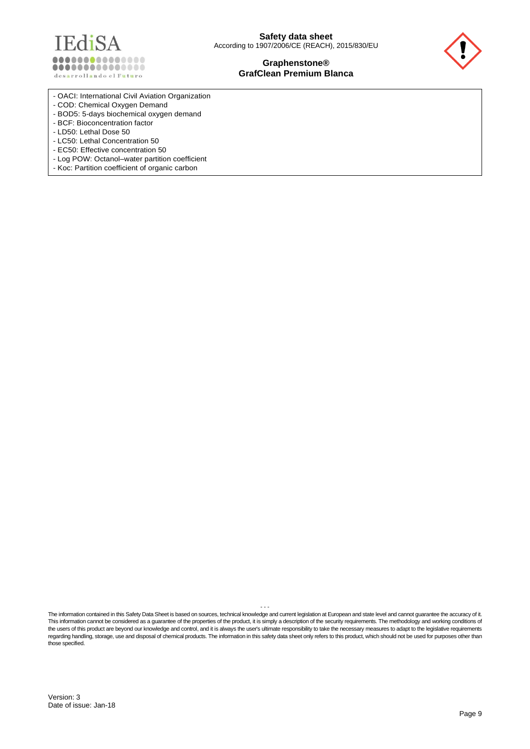- OACI: International Civil Aviation Organization
- COD: Chemical Oxygen Demand
- BOD5: 5-days biochemical oxygen demand
- BCF: Bioconcentration factor
- LD50: Lethal Dose 50
- LC50: Lethal Concentration 50
- EC50: Effective concentration 50
- Log POW: Octanol–water partition coefficient
- Koc: Partition coefficient of organic carbon

- - -

The information contained in this Safety Data Sheet is based on sources, technical knowledge and current legislation at European and state level and cannot guarantee the accuracy of it. This information cannot be considered as a guarantee of the properties of the product, it is simply a description of the security requirements. The methodology and working conditions of the users of this product are beyond our knowledge and control, and it is always the user's ultimate responsibility to take the necessary measures to adapt to the legislative requirements regarding handling, storage, use and disposal of chemical products. The information in this safety data sheet only refers to this product, which should not be used for purposes other than those specified.